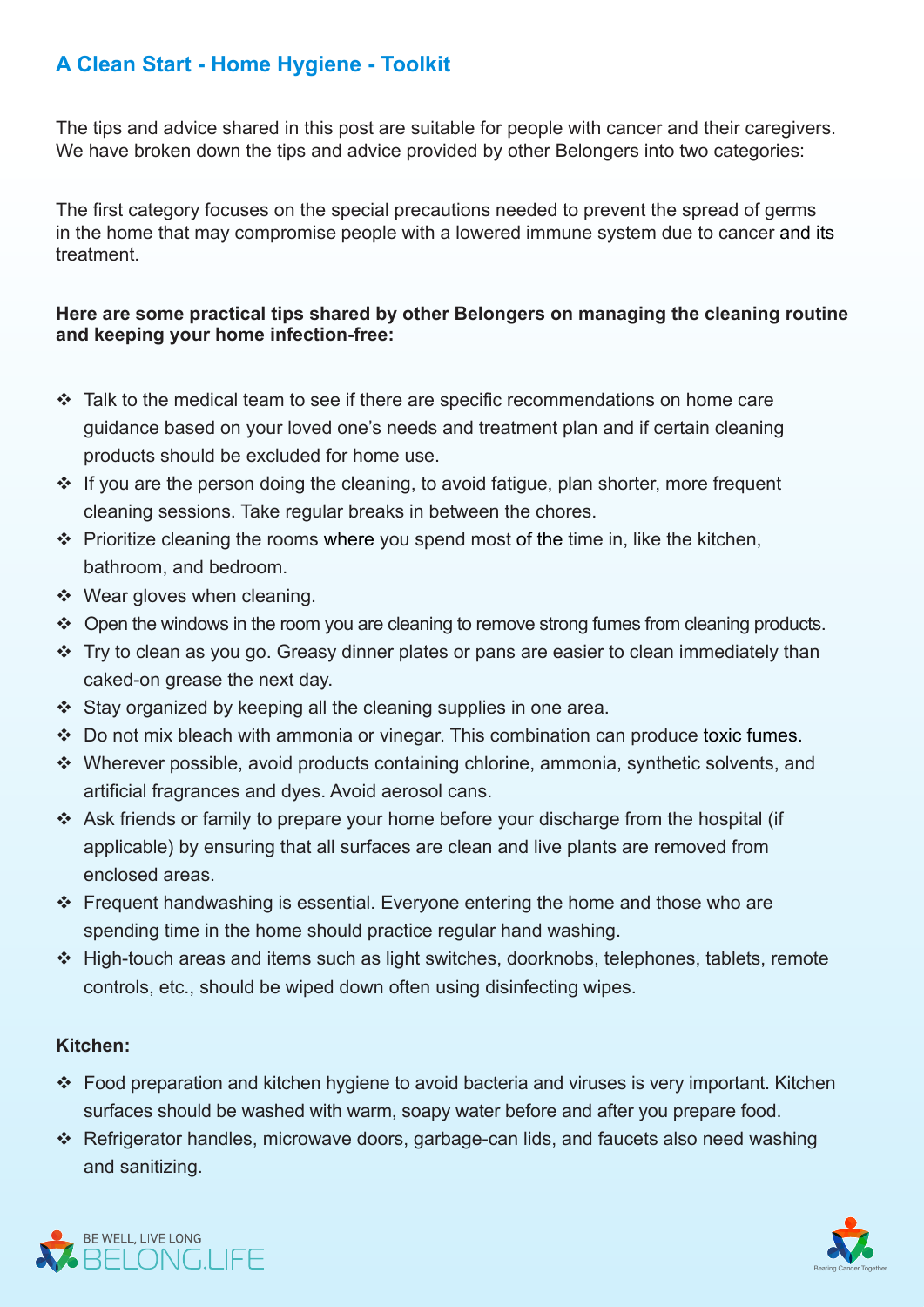## A Clean Start - Home Hygiene - Toolkit

The tips and advice shared in this post are suitable for people with cancer and their caregivers. We have broken down the tips and advice provided by other Belongers into two categories:

The first category focuses on the special precautions needed to prevent the spread of germs in the home that may compromise people with a lowered immune system due to cancer and its treatment.

**Here are some practical tips shared by other Belongers on managing the cleaning routine and keeping your home infection-free:**

- Talk to the medical team to see if there are specific recommendations on home care guidance based on your loved one's needs and treatment plan and if certain cleaning products should be excluded for home use.
- If you are the person doing the cleaning, to avoid fatigue, plan shorter, more frequent cleaning sessions. Take regular breaks in between the chores.
- Prioritize cleaning the rooms where you spend most of the time in, like the kitchen, bathroom, and bedroom.
- Wear gloves when cleaning.
- Open the windows in the room you are cleaning to remove strong fumes from cleaning products.
- Try to clean as you go. Greasy dinner plates or pans are easier to clean immediately than caked-on grease the next day.
- Stay organized by keeping all the cleaning supplies in one area.
- Do not mix bleach with ammonia or vinegar. This combination can produce toxic fumes.
- Wherever possible, avoid products containing chlorine, ammonia, synthetic solvents, and artificial fragrances and dyes. Avoid aerosol cans.
- Ask friends or family to prepare your home before your discharge from the hospital (if applicable) by ensuring that all surfaces are clean and live plants are removed from enclosed areas.
- Frequent handwashing is essential. Everyone entering the home and those who are spending time in the home should practice regular hand washing.
- High-touch areas and items such as light switches, doorknobs, telephones, tablets, remote controls, etc., should be wiped down often using disinfecting wipes.

**Kitchen:**

- Food preparation and kitchen hygiene to avoid bacteria and viruses is very important. Kitchen surfaces should be washed with warm, soapy water before and after you prepare food.
- Refrigerator handles, microwave doors, garbage-can lids, and faucets also need washing and sanitizing.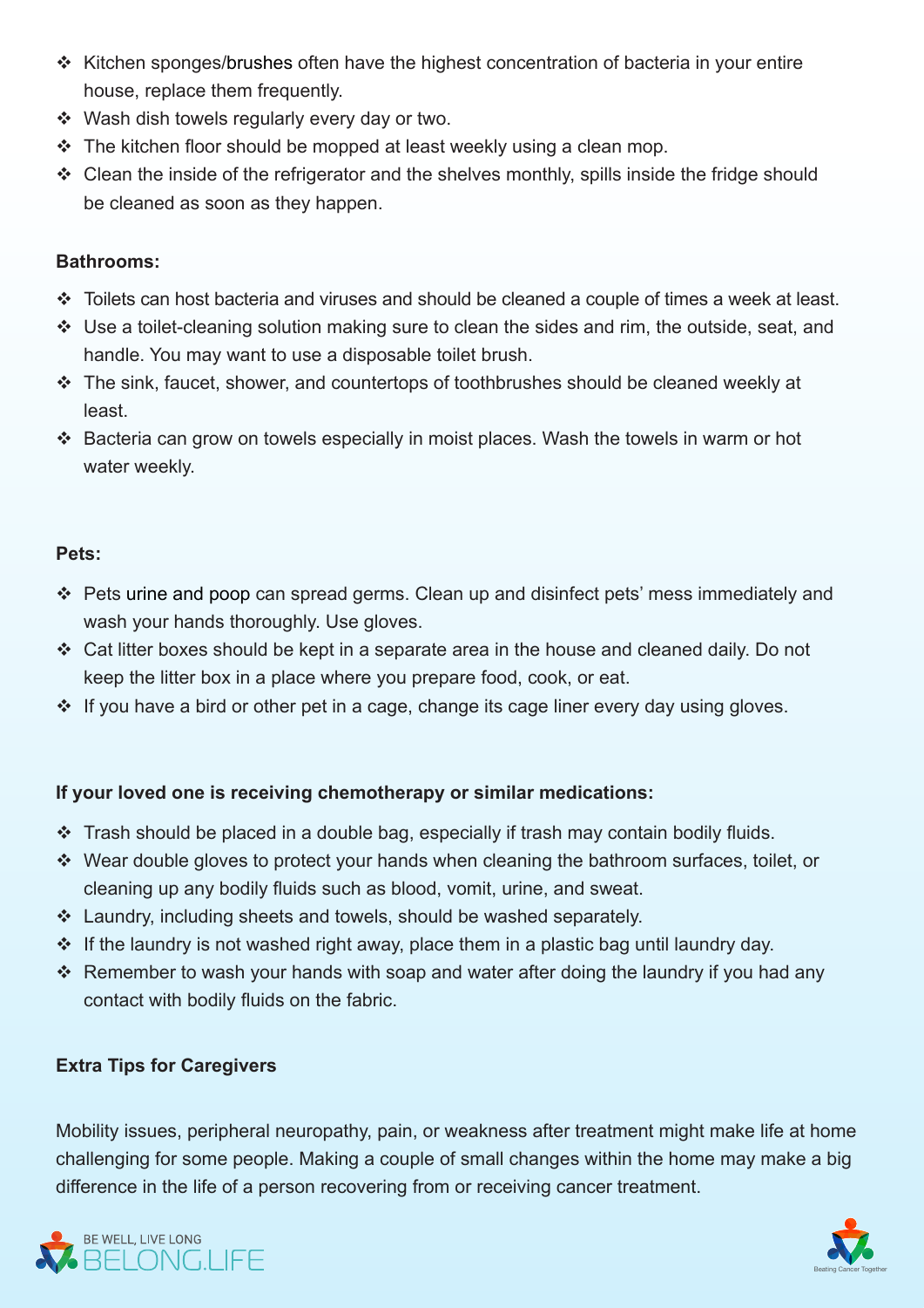- Kitchen sponges/brushes often have the highest concentration of bacteria in your entire house, replace them frequently.
- Wash dish towels regularly every day or two.
- The kitchen floor should be mopped at least weekly using a clean mop.
- Clean the inside of the refrigerator and the shelves monthly, spills inside the fridge should be cleaned as soon as they happen.

**Bathrooms:**

- Toilets can host bacteria and viruses and should be cleaned a couple of times a week at least.
- Use a toilet-cleaning solution making sure to clean the sides and rim, the outside, seat, and handle. You may want to use a disposable toilet brush.
- The sink, faucet, shower, and countertops of toothbrushes should be cleaned weekly at least.
- Bacteria can grow on towels especially in moist places. Wash the towels in warm or hot water weekly.

**Pets:**

- Pets urine and poop can spread germs. Clean up and disinfect pets' mess immediately and wash your hands thoroughly. Use gloves.
- Cat litter boxes should be kept in a separate area in the house and cleaned daily. Do not keep the litter box in a place where you prepare food, cook, or eat.
- If you have a bird or other pet in a cage, change its cage liner every day using gloves.

**If your loved one is receiving chemotherapy or similar medications:**

- Trash should be placed in a double bag, especially if trash may contain bodily fluids.
- Wear double gloves to protect your hands when cleaning the bathroom surfaces, toilet, or cleaning up any bodily fluids such as blood, vomit, urine, and sweat.
- Laundry, including sheets and towels, should be washed separately.
- If the laundry is not washed right away, place them in a plastic bag until laundry day.
- Remember to wash your hands with soap and water after doing the laundry if you had any contact with bodily fluids on the fabric.

**Extra Tips for Caregivers**

Mobility issues, peripheral neuropathy, pain, or weakness after treatment might make life at home challenging for some people. Making a couple of small changes within the home may make a big difference in the life of a person recovering from or receiving cancer treatment.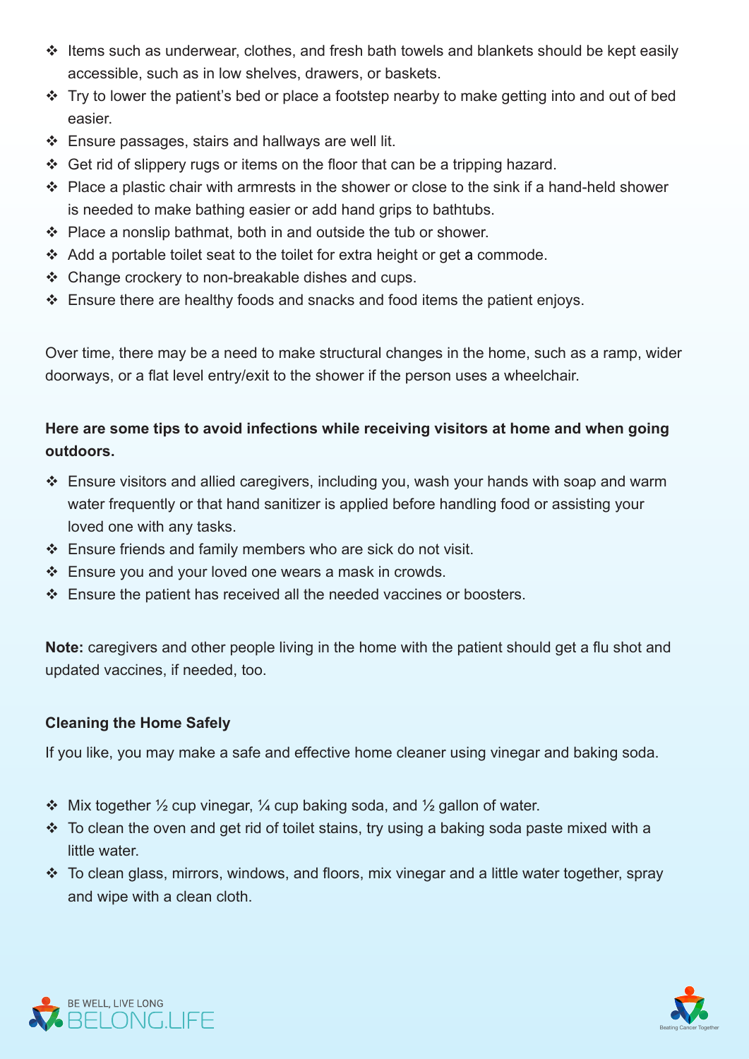- Items such as underwear, clothes, and fresh bath towels and blankets should be kept easily accessible, such as in low shelves, drawers, or baskets.
- Try to lower the patient's bed or place a footstep nearby to make getting into and out of bed easier.
- Ensure passages, stairs and hallways are well lit.
- Get rid of slippery rugs or items on the floor that can be a tripping hazard.
- Place a plastic chair with armrests in the shower or close to the sink if a hand-held shower is needed to make bathing easier or add hand grips to bathtubs.
- Place a nonslip bathmat, both in and outside the tub or shower.
- Add a portable toilet seat to the toilet for extra height or get a commode.
- Change crockery to non-breakable dishes and cups.
- Ensure there are healthy foods and snacks and food items the patient enjoys.

Over time, there may be a need to make structural changes in the home, such as a ramp, wider doorways, or a flat level entry/exit to the shower if the person uses a wheelchair.

**Here are some tips to avoid infections while receiving visitors at home and when going outdoors.**

- Ensure visitors and allied caregivers, including you, wash your hands with soap and warm water frequently or that hand sanitizer is applied before handling food or assisting your loved one with any tasks.
- Ensure friends and family members who are sick do not visit.
- Ensure you and your loved one wears a mask in crowds.
- Ensure the patient has received all the needed vaccines or boosters.

**Note:** caregivers and other people living in the home with the patient should get a flu shot and updated vaccines, if needed, too.

**Cleaning the Home Safely**

If you like, you may make a safe and effective home cleaner using vinegar and baking soda.

- Mix together ½ cup vinegar, ¼ cup baking soda, and ½ gallon of water.
- To clean the oven and get rid of toilet stains, try using a baking soda paste mixed with a little water.
- To clean glass, mirrors, windows, and floors, mix vinegar and a little water together, spray and wipe with a clean cloth.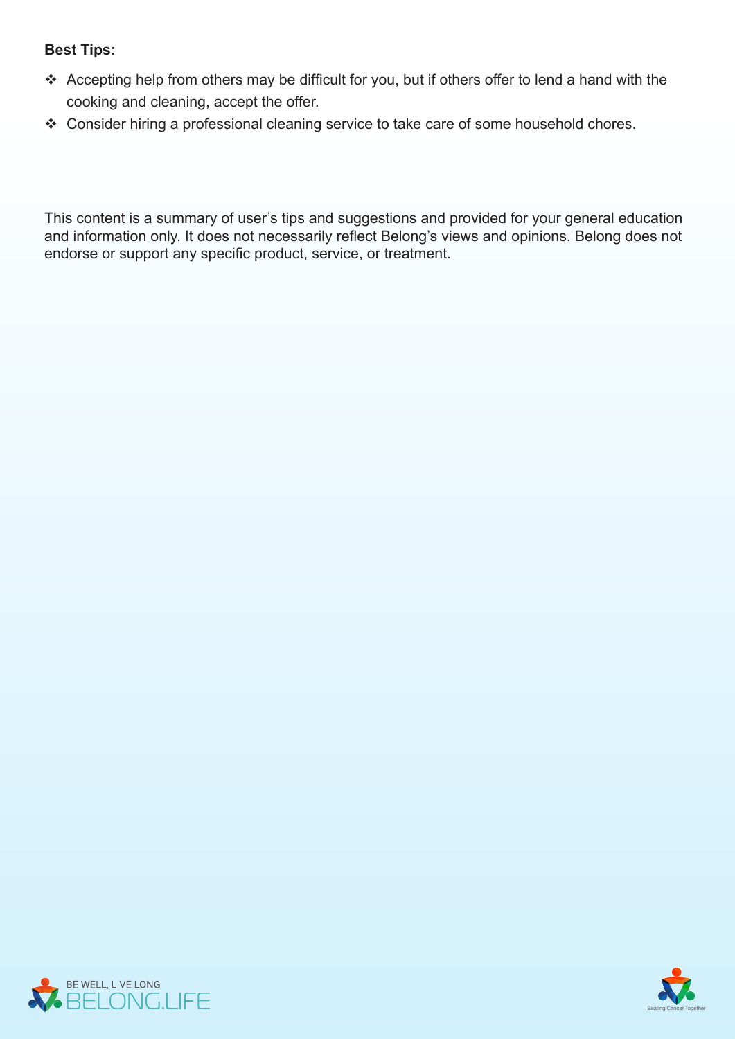**Best Tips:**

- Accepting help from others may be difficult for you, but if others offer to lend a hand with the cooking and cleaning, accept the offer.
- Consider hiring a professional cleaning service to take care of some household chores.

This content is a summary of user's tips and suggestions and provided for your general education and information only. It does not necessarily reflect Belong's views and opinions. Belong does not endorse or support any specific product, service, or treatment.